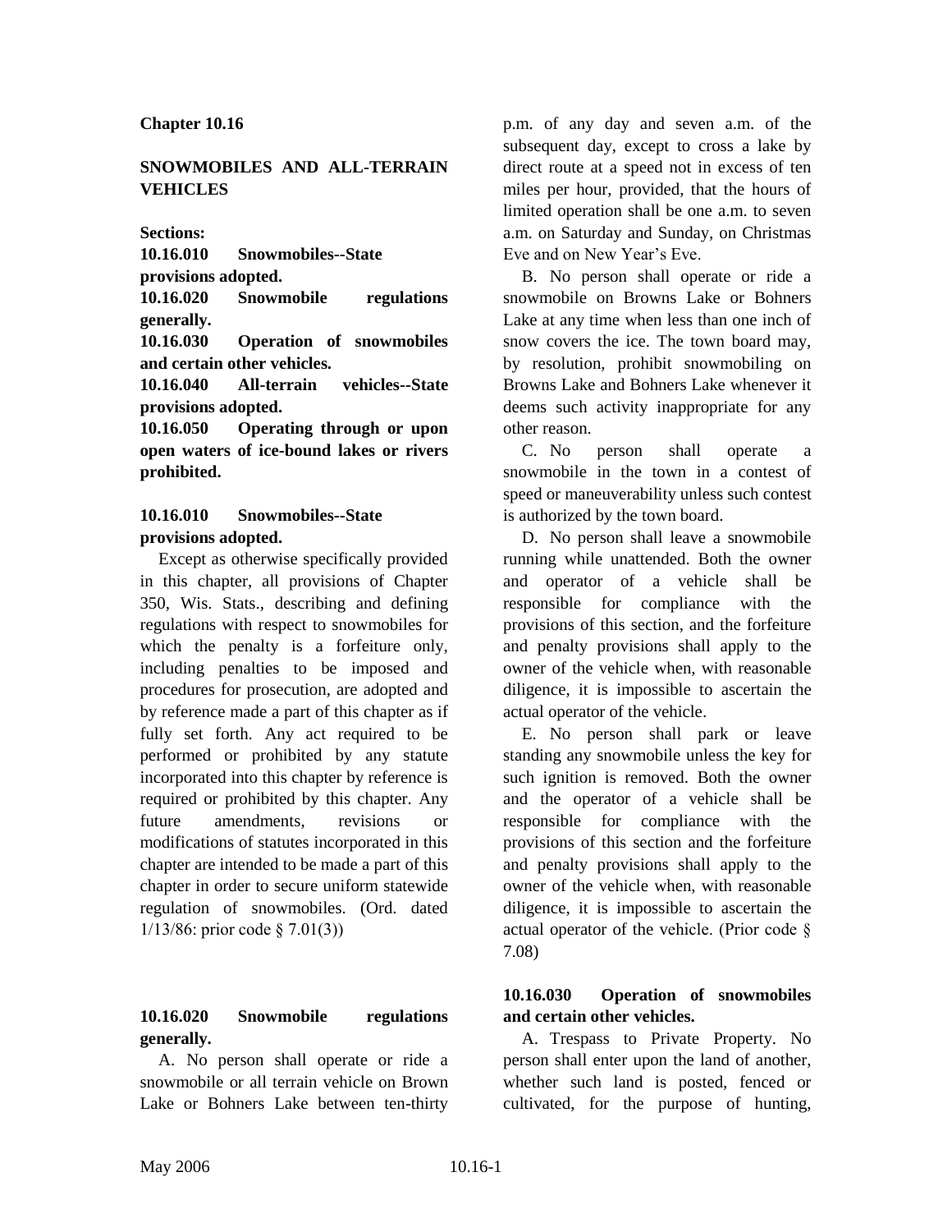**Chapter 10.16**

**SNOWMOBILES AND ALL-TERRAIN VEHICLES**

**Sections:**

**10.16.010 Snowmobiles--State provisions adopted.**
**10.16.020 Snowmobile regulations generally.**
**10.16.030 Operation of snowmobiles and certain other vehicles.**
**10.16.040 All-terrain vehicles--State provisions adopted.**
**10.16.050 Operating through or upon open waters of ice-bound lakes or rivers prohibited.**

**10.16.010 Snowmobiles--State provisions adopted.**

Except as otherwise specifically provided in this chapter, all provisions of Chapter 350, Wis. Stats., describing and defining regulations with respect to snowmobiles for which the penalty is a forfeiture only, including penalties to be imposed and procedures for prosecution, are adopted and by reference made a part of this chapter as if fully set forth. Any act required to be performed or prohibited by any statute incorporated into this chapter by reference is required or prohibited by this chapter. Any future amendments, revisions or modifications of statutes incorporated in this chapter are intended to be made a part of this chapter in order to secure uniform statewide regulation of snowmobiles. (Ord. dated 1/13/86: prior code § 7.01(3))

**10.16.020 Snowmobile regulations generally.**

A. No person shall operate or ride a snowmobile or all terrain vehicle on Brown Lake or Bohners Lake between ten-thirty p.m. of any day and seven a.m. of the subsequent day, except to cross a lake by direct route at a speed not in excess of ten miles per hour, provided, that the hours of limited operation shall be one a.m. to seven a.m. on Saturday and Sunday, on Christmas Eve and on New Year's Eve.

B. No person shall operate or ride a snowmobile on Browns Lake or Bohners Lake at any time when less than one inch of snow covers the ice. The town board may, by resolution, prohibit snowmobiling on Browns Lake and Bohners Lake whenever it deems such activity inappropriate for any other reason.

C. No person shall operate a snowmobile in the town in a contest of speed or maneuverability unless such contest is authorized by the town board.

D. No person shall leave a snowmobile running while unattended. Both the owner and operator of a vehicle shall be responsible for compliance with the provisions of this section, and the forfeiture and penalty provisions shall apply to the owner of the vehicle when, with reasonable diligence, it is impossible to ascertain the actual operator of the vehicle.

E. No person shall park or leave standing any snowmobile unless the key for such ignition is removed. Both the owner and the operator of a vehicle shall be responsible for compliance with the provisions of this section and the forfeiture and penalty provisions shall apply to the owner of the vehicle when, with reasonable diligence, it is impossible to ascertain the actual operator of the vehicle. (Prior code § 7.08)

**10.16.030 Operation of snowmobiles and certain other vehicles.**

A. Trespass to Private Property. No person shall enter upon the land of another, whether such land is posted, fenced or cultivated, for the purpose of hunting,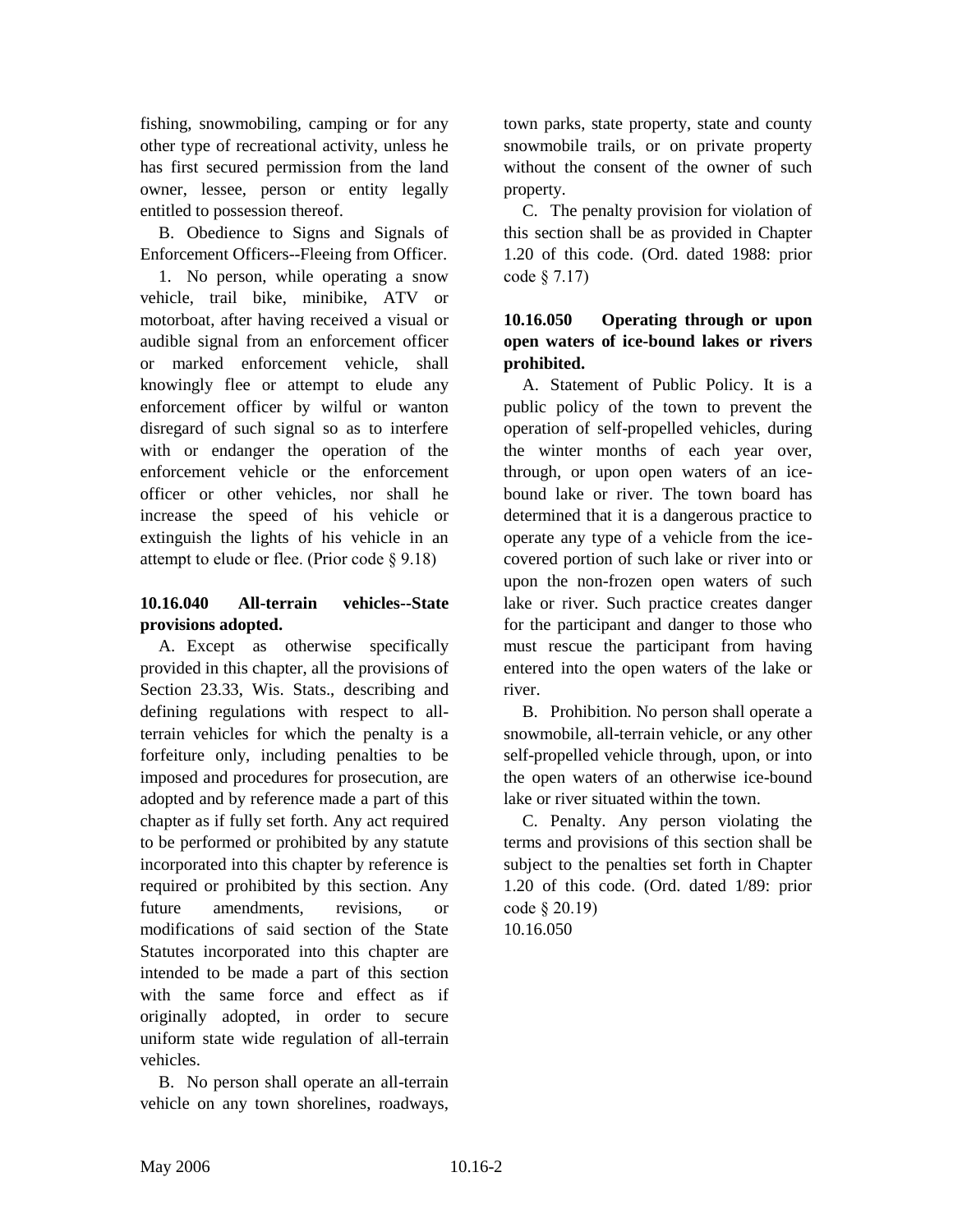fishing, snowmobiling, camping or for any other type of recreational activity, unless he has first secured permission from the land owner, lessee, person or entity legally entitled to possession thereof.

B. Obedience to Signs and Signals of Enforcement Officers--Fleeing from Officer.

1. No person, while operating a snow vehicle, trail bike, minibike, ATV or motorboat, after having received a visual or audible signal from an enforcement officer or marked enforcement vehicle, shall knowingly flee or attempt to elude any enforcement officer by wilful or wanton disregard of such signal so as to interfere with or endanger the operation of the enforcement vehicle or the enforcement officer or other vehicles, nor shall he increase the speed of his vehicle or extinguish the lights of his vehicle in an attempt to elude or flee. (Prior code § 9.18)

**10.16.040 All-terrain vehicles--State provisions adopted.**

A. Except as otherwise specifically provided in this chapter, all the provisions of Section 23.33, Wis. Stats., describing and defining regulations with respect to all-terrain vehicles for which the penalty is a forfeiture only, including penalties to be imposed and procedures for prosecution, are adopted and by reference made a part of this chapter as if fully set forth. Any act required to be performed or prohibited by any statute incorporated into this chapter by reference is required or prohibited by this section. Any future amendments, revisions, or modifications of said section of the State Statutes incorporated into this chapter are intended to be made a part of this section with the same force and effect as if originally adopted, in order to secure uniform state wide regulation of all-terrain vehicles.

B. No person shall operate an all-terrain vehicle on any town shorelines, roadways, town parks, state property, state and county snowmobile trails, or on private property without the consent of the owner of such property.

C. The penalty provision for violation of this section shall be as provided in Chapter 1.20 of this code. (Ord. dated 1988: prior code § 7.17)

**10.16.050 Operating through or upon open waters of ice-bound lakes or rivers prohibited.**

A. Statement of Public Policy. It is a public policy of the town to prevent the operation of self-propelled vehicles, during the winter months of each year over, through, or upon open waters of an ice-bound lake or river. The town board has determined that it is a dangerous practice to operate any type of a vehicle from the ice-covered portion of such lake or river into or upon the non-frozen open waters of such lake or river. Such practice creates danger for the participant and danger to those who must rescue the participant from having entered into the open waters of the lake or river.

B. Prohibition. No person shall operate a snowmobile, all-terrain vehicle, or any other self-propelled vehicle through, upon, or into the open waters of an otherwise ice-bound lake or river situated within the town.

C. Penalty. Any person violating the terms and provisions of this section shall be subject to the penalties set forth in Chapter 1.20 of this code. (Ord. dated 1/89: prior code § 20.19)